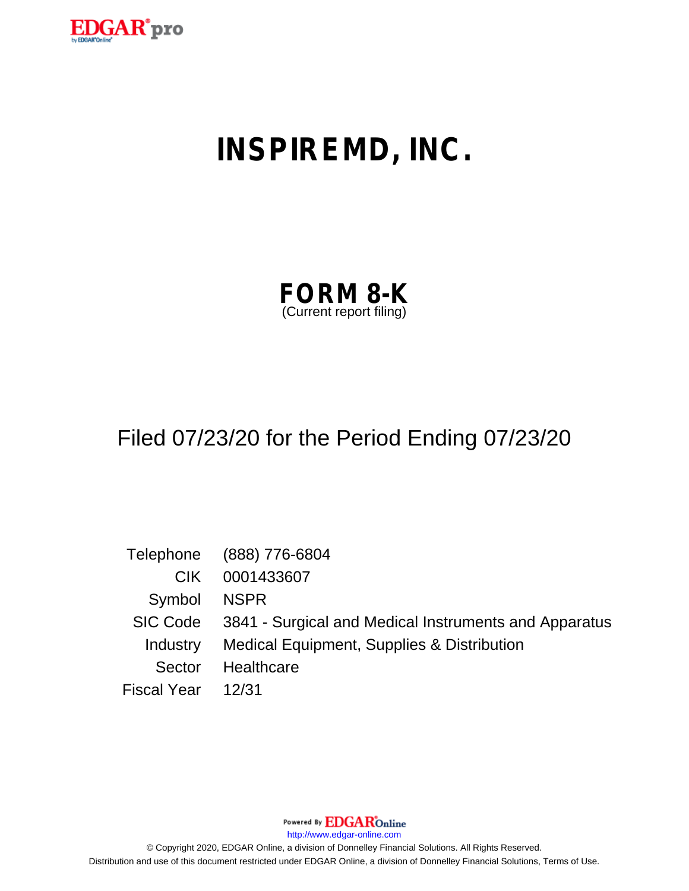# INSPIREMD, INC.

## FORM 8-K
(Current report filing)

Filed 07/23/20 for the Period Ending 07/23/20

| | |
|---|---|
| Telephone | (888) 776-6804 |
| CIK | 0001433607 |
| Symbol | NSPR |
| SIC Code | 3841 - Surgical and Medical Instruments and Apparatus |
| Industry | Medical Equipment, Supplies & Distribution |
| Sector | Healthcare |
| Fiscal Year | 12/31 |

Powered By EDGAR Online
http://www.edgar-online.com
© Copyright 2020, EDGAR Online, a division of Donnelley Financial Solutions. All Rights Reserved.
Distribution and use of this document restricted under EDGAR Online, a division of Donnelley Financial Solutions, Terms of Use.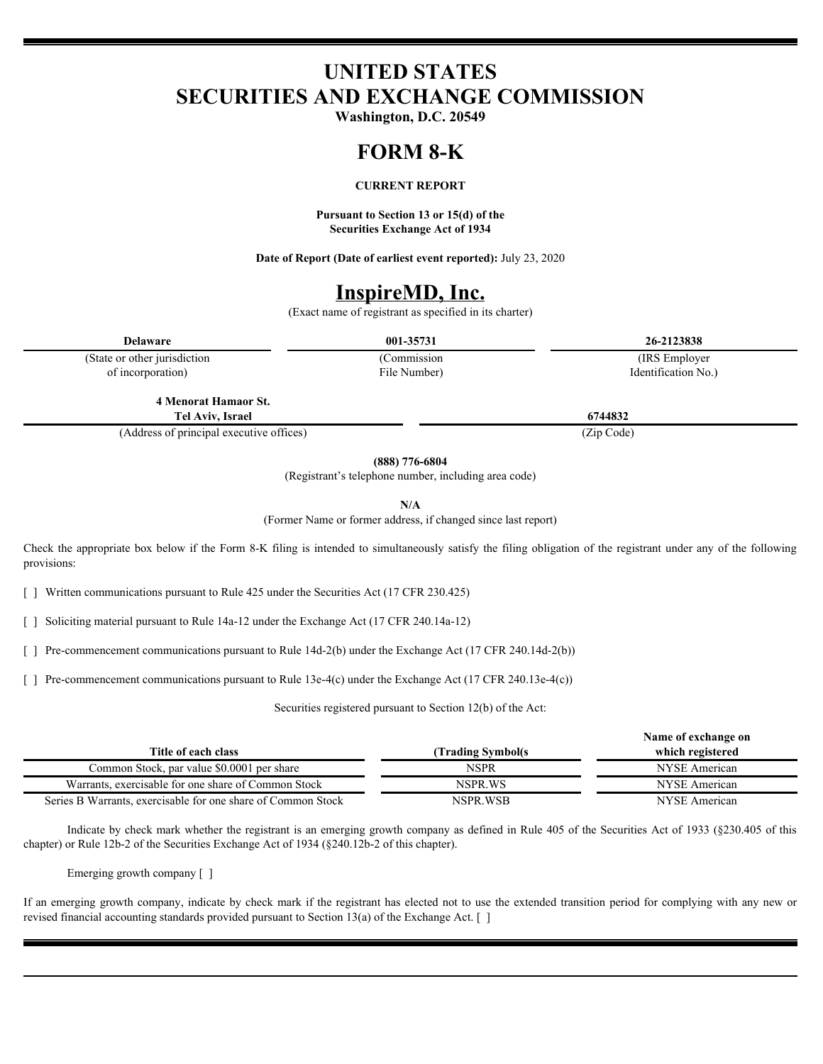# UNITED STATES
# SECURITIES AND EXCHANGE COMMISSION

**Washington, D.C. 20549**

# FORM 8-K

**CURRENT REPORT**

**Pursuant to Section 13 or 15(d) of the Securities Exchange Act of 1934**

**Date of Report (Date of earliest event reported):** July 23, 2020

# InspireMD, Inc.

(Exact name of registrant as specified in its charter)

| **Delaware** | **001-35731** | **26-2123838** |
|---|---|---|
| (State or other jurisdiction of incorporation) | (Commission File Number) | (IRS Employer Identification No.) |

| **4 Menorat Hamaor St. Tel Aviv, Israel** | **6744832** |
|---|---|
| (Address of principal executive offices) | (Zip Code) |

**(888) 776-6804**

(Registrant's telephone number, including area code)

**N/A**

(Former Name or former address, if changed since last report)

Check the appropriate box below if the Form 8-K filing is intended to simultaneously satisfy the filing obligation of the registrant under any of the following provisions:

[ ] Written communications pursuant to Rule 425 under the Securities Act (17 CFR 230.425)

[ ] Soliciting material pursuant to Rule 14a-12 under the Exchange Act (17 CFR 240.14a-12)

[ ] Pre-commencement communications pursuant to Rule 14d-2(b) under the Exchange Act (17 CFR 240.14d-2(b))

[ ] Pre-commencement communications pursuant to Rule 13e-4(c) under the Exchange Act (17 CFR 240.13e-4(c))

Securities registered pursuant to Section 12(b) of the Act:

| **Title of each class** | **(Trading Symbol(s** | **Name of exchange on which registered** |
|---|---|---|
| Common Stock, par value $0.0001 per share | NSPR | NYSE American |
| Warrants, exercisable for one share of Common Stock | NSPR.WS | NYSE American |
| Series B Warrants, exercisable for one share of Common Stock | NSPR.WSB | NYSE American |

Indicate by check mark whether the registrant is an emerging growth company as defined in Rule 405 of the Securities Act of 1933 (§230.405 of this chapter) or Rule 12b-2 of the Securities Exchange Act of 1934 (§240.12b-2 of this chapter).

Emerging growth company [ ]

If an emerging growth company, indicate by check mark if the registrant has elected not to use the extended transition period for complying with any new or revised financial accounting standards provided pursuant to Section 13(a) of the Exchange Act. [ ]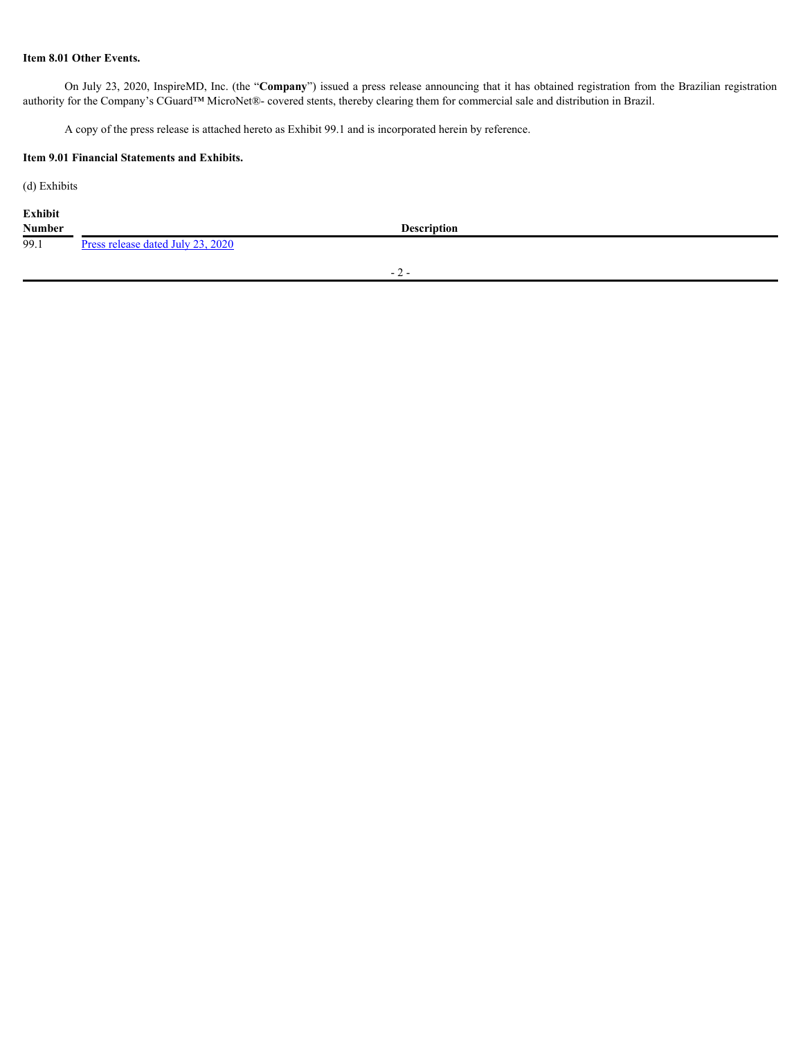**Item 8.01 Other Events.**

On July 23, 2020, InspireMD, Inc. (the "**Company**") issued a press release announcing that it has obtained registration from the Brazilian registration authority for the Company's CGuard™ MicroNet®- covered stents, thereby clearing them for commercial sale and distribution in Brazil.

A copy of the press release is attached hereto as Exhibit 99.1 and is incorporated herein by reference.

**Item 9.01 Financial Statements and Exhibits.**

(d) Exhibits

| Exhibit Number | Description |
| --- | --- |
| 99.1 | Press release dated July 23, 2020 |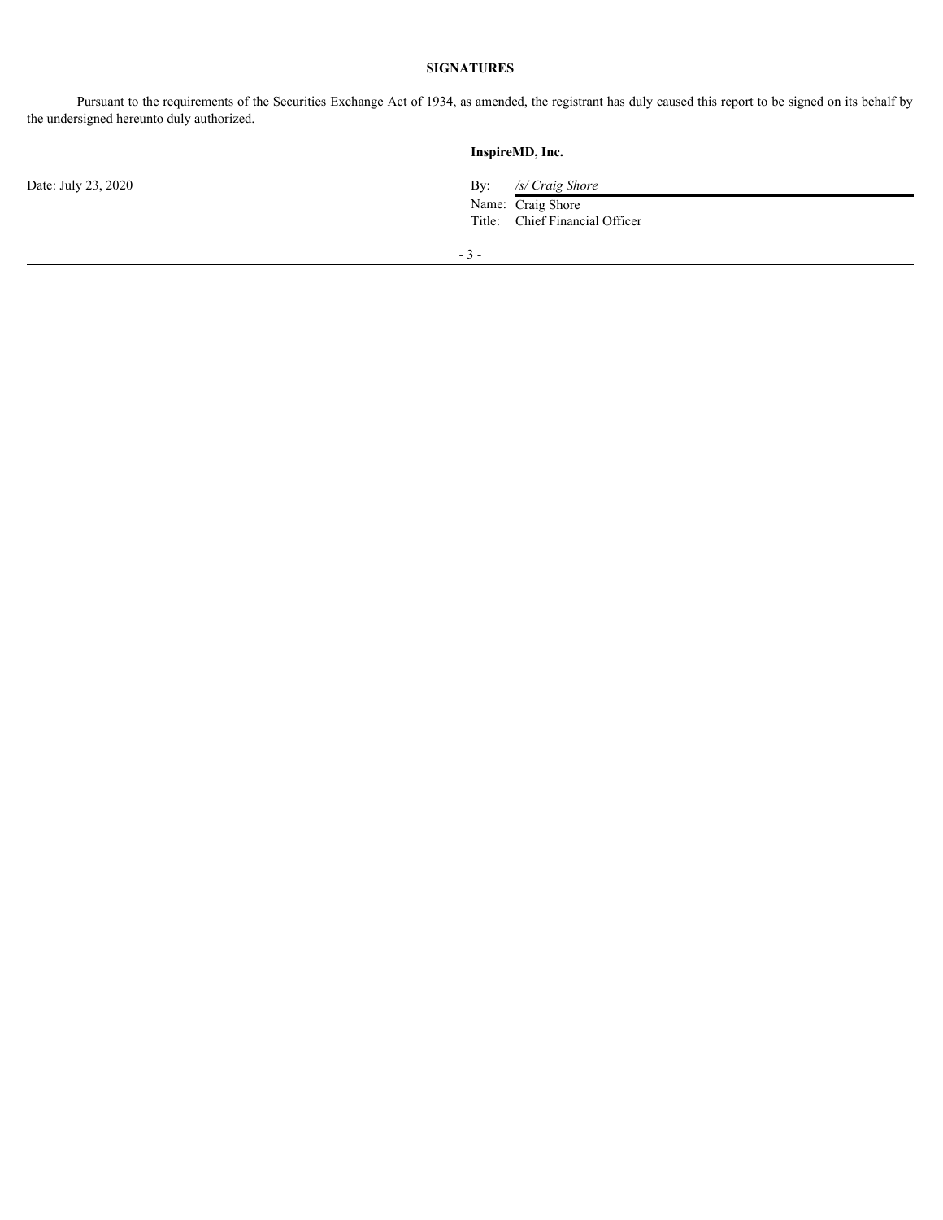**SIGNATURES**

Pursuant to the requirements of the Securities Exchange Act of 1934, as amended, the registrant has duly caused this report to be signed on its behalf by the undersigned hereunto duly authorized.

**InspireMD, Inc.**

Date: July 23, 2020

By: */s/ Craig Shore*

Name: Craig Shore

Title: Chief Financial Officer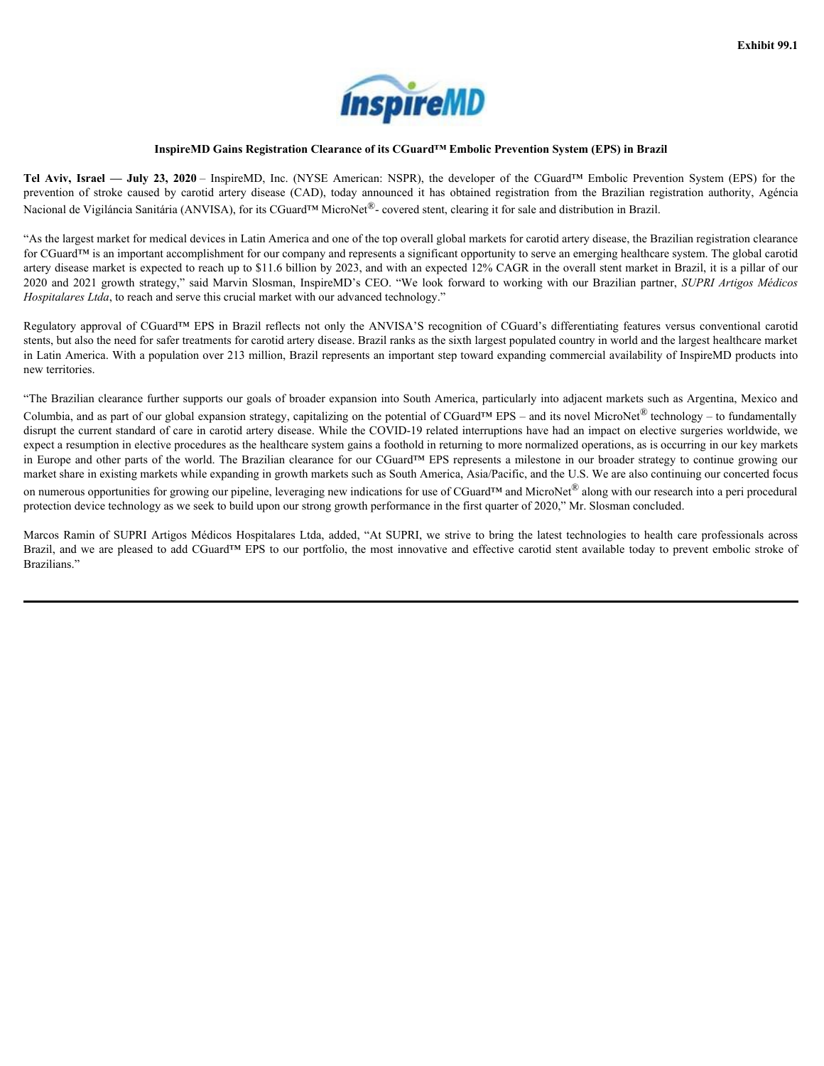**Exhibit 99.1**

**InspireMD Gains Registration Clearance of its CGuard™ Embolic Prevention System (EPS) in Brazil**

**Tel Aviv, Israel — July 23, 2020** – InspireMD, Inc. (NYSE American: NSPR), the developer of the CGuard™ Embolic Prevention System (EPS) for the prevention of stroke caused by carotid artery disease (CAD), today announced it has obtained registration from the Brazilian registration authority, Agência Nacional de Vigilância Sanitária (ANVISA), for its CGuard™ MicroNet®- covered stent, clearing it for sale and distribution in Brazil.

"As the largest market for medical devices in Latin America and one of the top overall global markets for carotid artery disease, the Brazilian registration clearance for CGuard™ is an important accomplishment for our company and represents a significant opportunity to serve an emerging healthcare system. The global carotid artery disease market is expected to reach up to $11.6 billion by 2023, and with an expected 12% CAGR in the overall stent market in Brazil, it is a pillar of our 2020 and 2021 growth strategy," said Marvin Slosman, InspireMD's CEO. "We look forward to working with our Brazilian partner, *SUPRI Artigos Médicos Hospitalares Ltda*, to reach and serve this crucial market with our advanced technology."

Regulatory approval of CGuard™ EPS in Brazil reflects not only the ANVISA'S recognition of CGuard's differentiating features versus conventional carotid stents, but also the need for safer treatments for carotid artery disease. Brazil ranks as the sixth largest populated country in world and the largest healthcare market in Latin America. With a population over 213 million, Brazil represents an important step toward expanding commercial availability of InspireMD products into new territories.

"The Brazilian clearance further supports our goals of broader expansion into South America, particularly into adjacent markets such as Argentina, Mexico and Columbia, and as part of our global expansion strategy, capitalizing on the potential of CGuard™ EPS – and its novel MicroNet® technology – to fundamentally disrupt the current standard of care in carotid artery disease. While the COVID-19 related interruptions have had an impact on elective surgeries worldwide, we expect a resumption in elective procedures as the healthcare system gains a foothold in returning to more normalized operations, as is occurring in our key markets in Europe and other parts of the world. The Brazilian clearance for our CGuard™ EPS represents a milestone in our broader strategy to continue growing our market share in existing markets while expanding in growth markets such as South America, Asia/Pacific, and the U.S. We are also continuing our concerted focus on numerous opportunities for growing our pipeline, leveraging new indications for use of CGuard™ and MicroNet® along with our research into a peri procedural protection device technology as we seek to build upon our strong growth performance in the first quarter of 2020," Mr. Slosman concluded.

Marcos Ramin of SUPRI Artigos Médicos Hospitalares Ltda, added, "At SUPRI, we strive to bring the latest technologies to health care professionals across Brazil, and we are pleased to add CGuard™ EPS to our portfolio, the most innovative and effective carotid stent available today to prevent embolic stroke of Brazilians."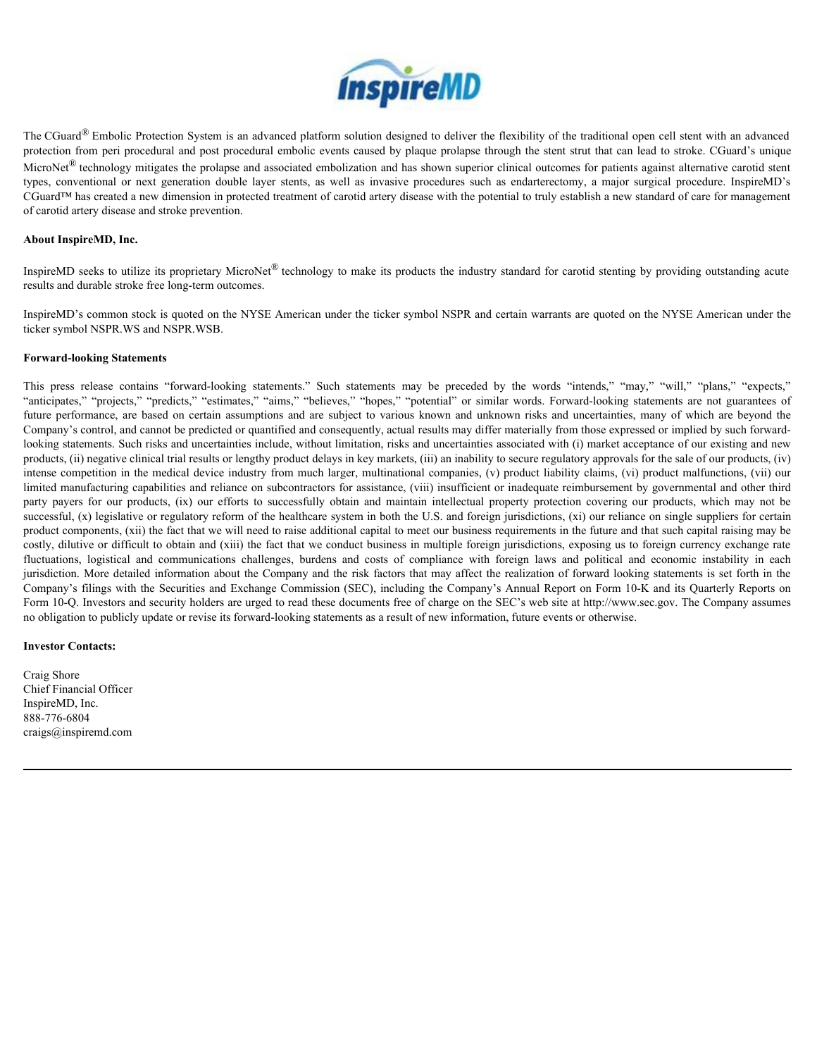The CGuard® Embolic Protection System is an advanced platform solution designed to deliver the flexibility of the traditional open cell stent with an advanced protection from peri procedural and post procedural embolic events caused by plaque prolapse through the stent strut that can lead to stroke. CGuard's unique MicroNet® technology mitigates the prolapse and associated embolization and has shown superior clinical outcomes for patients against alternative carotid stent types, conventional or next generation double layer stents, as well as invasive procedures such as endarterectomy, a major surgical procedure. InspireMD's CGuard™ has created a new dimension in protected treatment of carotid artery disease with the potential to truly establish a new standard of care for management of carotid artery disease and stroke prevention.

**About InspireMD, Inc.**

InspireMD seeks to utilize its proprietary MicroNet® technology to make its products the industry standard for carotid stenting by providing outstanding acute results and durable stroke free long-term outcomes.

InspireMD's common stock is quoted on the NYSE American under the ticker symbol NSPR and certain warrants are quoted on the NYSE American under the ticker symbol NSPR.WS and NSPR.WSB.

**Forward-looking Statements**

This press release contains "forward-looking statements." Such statements may be preceded by the words "intends," "may," "will," "plans," "expects," "anticipates," "projects," "predicts," "estimates," "aims," "believes," "hopes," "potential" or similar words. Forward-looking statements are not guarantees of future performance, are based on certain assumptions and are subject to various known and unknown risks and uncertainties, many of which are beyond the Company's control, and cannot be predicted or quantified and consequently, actual results may differ materially from those expressed or implied by such forward-looking statements. Such risks and uncertainties include, without limitation, risks and uncertainties associated with (i) market acceptance of our existing and new products, (ii) negative clinical trial results or lengthy product delays in key markets, (iii) an inability to secure regulatory approvals for the sale of our products, (iv) intense competition in the medical device industry from much larger, multinational companies, (v) product liability claims, (vi) product malfunctions, (vii) our limited manufacturing capabilities and reliance on subcontractors for assistance, (viii) insufficient or inadequate reimbursement by governmental and other third party payers for our products, (ix) our efforts to successfully obtain and maintain intellectual property protection covering our products, which may not be successful, (x) legislative or regulatory reform of the healthcare system in both the U.S. and foreign jurisdictions, (xi) our reliance on single suppliers for certain product components, (xii) the fact that we will need to raise additional capital to meet our business requirements in the future and that such capital raising may be costly, dilutive or difficult to obtain and (xiii) the fact that we conduct business in multiple foreign jurisdictions, exposing us to foreign currency exchange rate fluctuations, logistical and communications challenges, burdens and costs of compliance with foreign laws and political and economic instability in each jurisdiction. More detailed information about the Company and the risk factors that may affect the realization of forward looking statements is set forth in the Company's filings with the Securities and Exchange Commission (SEC), including the Company's Annual Report on Form 10-K and its Quarterly Reports on Form 10-Q. Investors and security holders are urged to read these documents free of charge on the SEC's web site at http://www.sec.gov. The Company assumes no obligation to publicly update or revise its forward-looking statements as a result of new information, future events or otherwise.

**Investor Contacts:**

Craig Shore  
Chief Financial Officer  
InspireMD, Inc.  
888-776-6804  
craigs@inspiremd.com